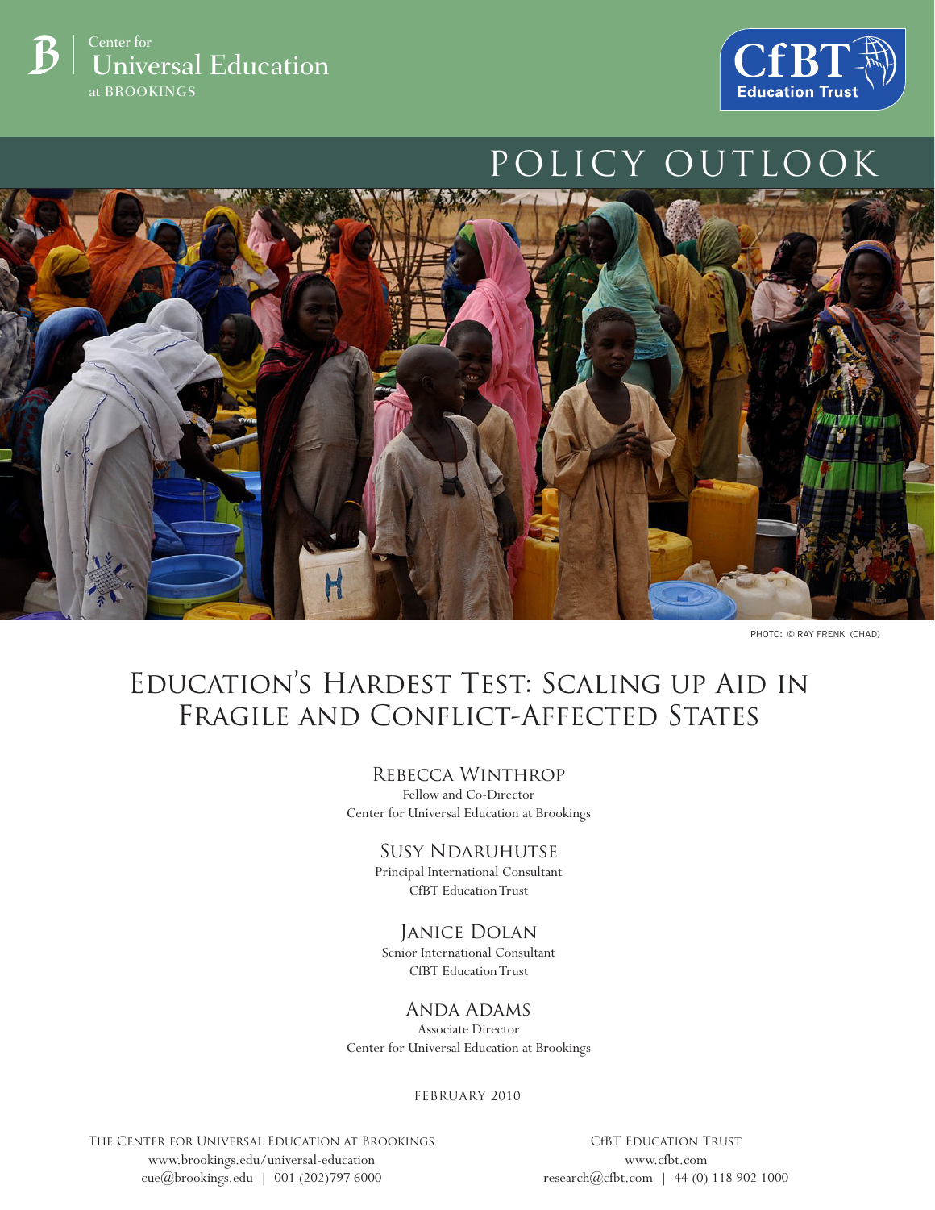Center for Universal Education at BROOKINGS

CfBT Education Trust

POLICY OUTLOOK

PHOTO: © RAY FRENK (CHAD)

# Education's Hardest Test: Scaling up Aid in Fragile and Conflict-Affected States

**Rebecca Winthrop**
Fellow and Co-Director
Center for Universal Education at Brookings

**Susy Ndaruhutse**
Principal International Consultant
CfBT Education Trust

**Janice Dolan**
Senior International Consultant
CfBT Education Trust

**Anda Adams**
Associate Director
Center for Universal Education at Brookings

February 2010

The Center for Universal Education at Brookings
www.brookings.edu/universal-education
cue@brookings.edu | 001 (202)797 6000

CfBT Education Trust
www.cfbt.com
research@cfbt.com | 44 (0) 118 902 1000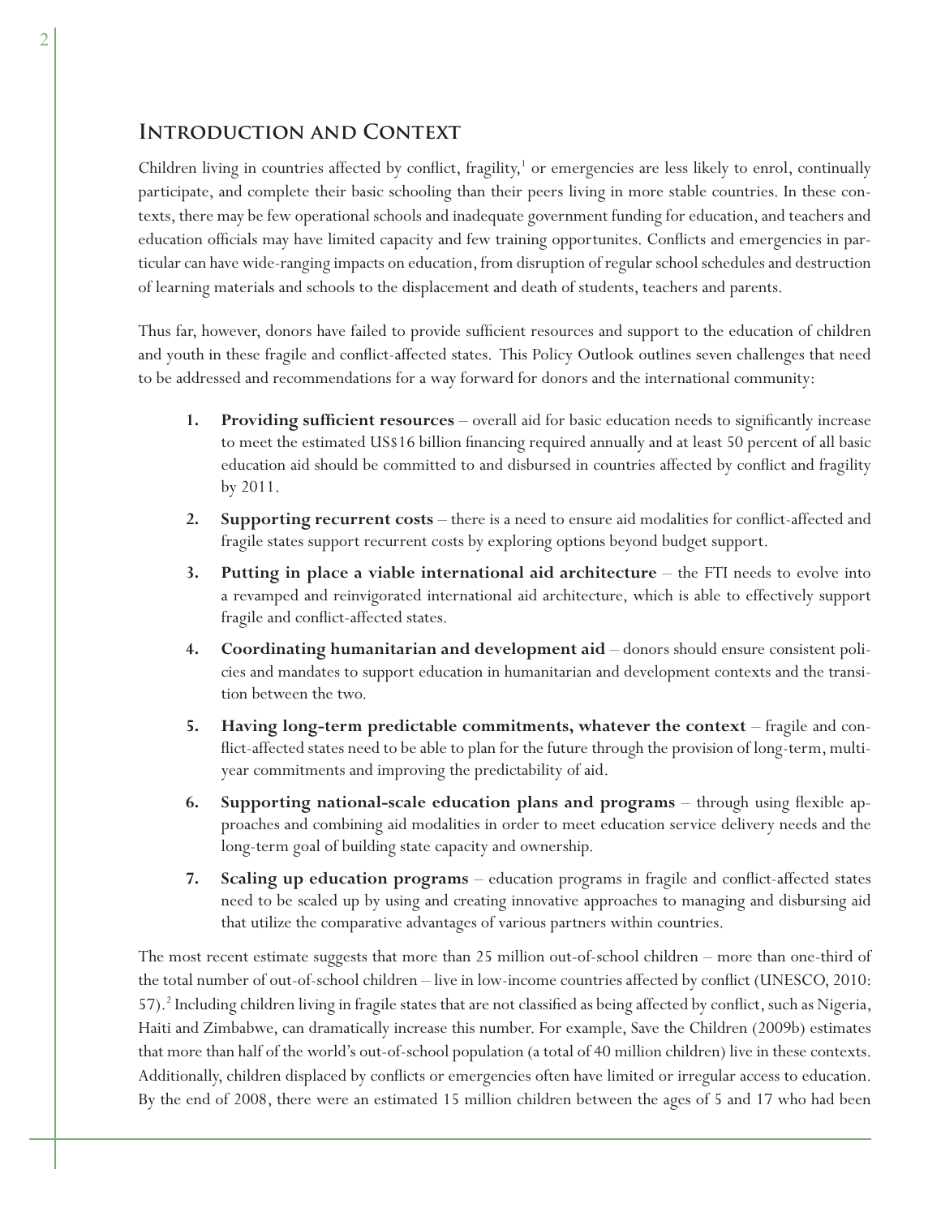## Introduction and Context

Children living in countries affected by conflict, fragility,[1] or emergencies are less likely to enrol, continually participate, and complete their basic schooling than their peers living in more stable countries. In these contexts, there may be few operational schools and inadequate government funding for education, and teachers and education officials may have limited capacity and few training opportunites. Conflicts and emergencies in particular can have wide-ranging impacts on education, from disruption of regular school schedules and destruction of learning materials and schools to the displacement and death of students, teachers and parents.

Thus far, however, donors have failed to provide sufficient resources and support to the education of children and youth in these fragile and conflict-affected states. This Policy Outlook outlines seven challenges that need to be addressed and recommendations for a way forward for donors and the international community:

1. **Providing sufficient resources** – overall aid for basic education needs to significantly increase to meet the estimated US$16 billion financing required annually and at least 50 percent of all basic education aid should be committed to and disbursed in countries affected by conflict and fragility by 2011.
2. **Supporting recurrent costs** – there is a need to ensure aid modalities for conflict-affected and fragile states support recurrent costs by exploring options beyond budget support.
3. **Putting in place a viable international aid architecture** – the FTI needs to evolve into a revamped and reinvigorated international aid architecture, which is able to effectively support fragile and conflict-affected states.
4. **Coordinating humanitarian and development aid** – donors should ensure consistent policies and mandates to support education in humanitarian and development contexts and the transition between the two.
5. **Having long-term predictable commitments, whatever the context** – fragile and conflict-affected states need to be able to plan for the future through the provision of long-term, multi-year commitments and improving the predictability of aid.
6. **Supporting national-scale education plans and programs** – through using flexible approaches and combining aid modalities in order to meet education service delivery needs and the long-term goal of building state capacity and ownership.
7. **Scaling up education programs** – education programs in fragile and conflict-affected states need to be scaled up by using and creating innovative approaches to managing and disbursing aid that utilize the comparative advantages of various partners within countries.

The most recent estimate suggests that more than 25 million out-of-school children – more than one-third of the total number of out-of-school children – live in low-income countries affected by conflict (UNESCO, 2010: 57).[2] Including children living in fragile states that are not classified as being affected by conflict, such as Nigeria, Haiti and Zimbabwe, can dramatically increase this number. For example, Save the Children (2009b) estimates that more than half of the world's out-of-school population (a total of 40 million children) live in these contexts. Additionally, children displaced by conflicts or emergencies often have limited or irregular access to education. By the end of 2008, there were an estimated 15 million children between the ages of 5 and 17 who had been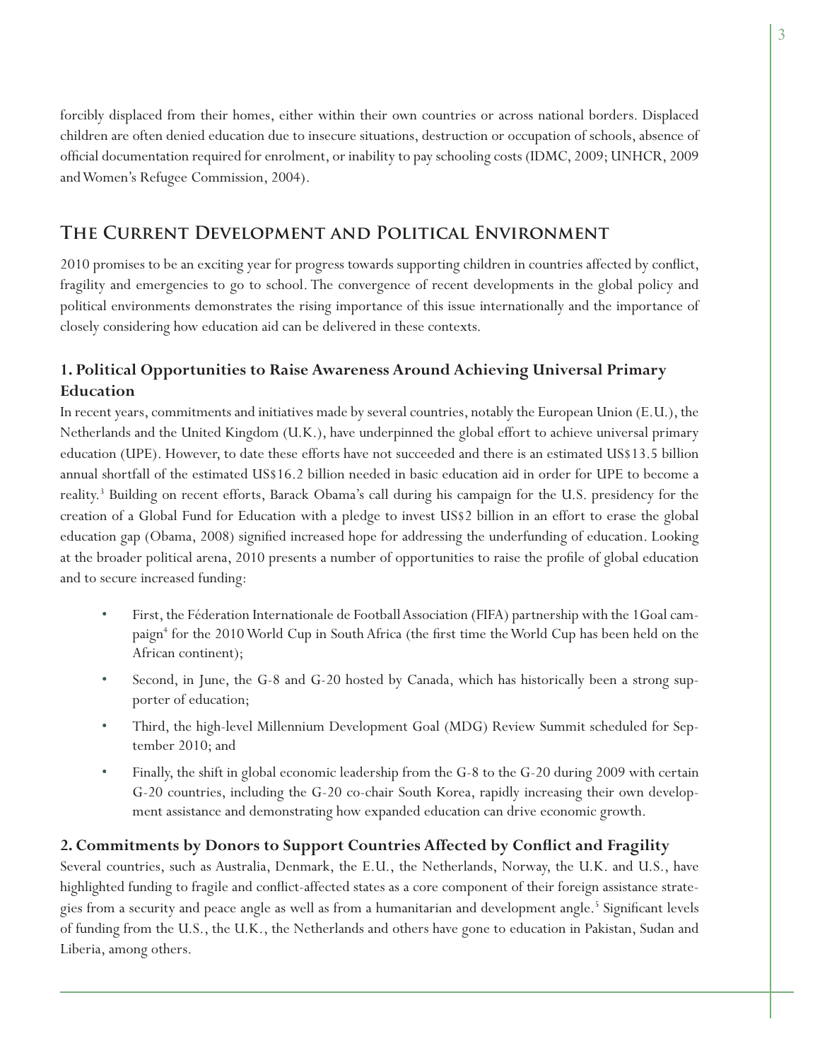forcibly displaced from their homes, either within their own countries or across national borders. Displaced children are often denied education due to insecure situations, destruction or occupation of schools, absence of official documentation required for enrolment, or inability to pay schooling costs (IDMC, 2009; UNHCR, 2009 and Women's Refugee Commission, 2004).

## The Current Development and Political Environment

2010 promises to be an exciting year for progress towards supporting children in countries affected by conflict, fragility and emergencies to go to school. The convergence of recent developments in the global policy and political environments demonstrates the rising importance of this issue internationally and the importance of closely considering how education aid can be delivered in these contexts.

### 1. Political Opportunities to Raise Awareness Around Achieving Universal Primary Education

In recent years, commitments and initiatives made by several countries, notably the European Union (E.U.), the Netherlands and the United Kingdom (U.K.), have underpinned the global effort to achieve universal primary education (UPE). However, to date these efforts have not succeeded and there is an estimated US$13.5 billion annual shortfall of the estimated US$16.2 billion needed in basic education aid in order for UPE to become a reality.[3] Building on recent efforts, Barack Obama's call during his campaign for the U.S. presidency for the creation of a Global Fund for Education with a pledge to invest US$2 billion in an effort to erase the global education gap (Obama, 2008) signified increased hope for addressing the underfunding of education. Looking at the broader political arena, 2010 presents a number of opportunities to raise the profile of global education and to secure increased funding:

- First, the Féderation Internationale de Football Association (FIFA) partnership with the 1Goal campaign[4] for the 2010 World Cup in South Africa (the first time the World Cup has been held on the African continent);
- Second, in June, the G-8 and G-20 hosted by Canada, which has historically been a strong supporter of education;
- Third, the high-level Millennium Development Goal (MDG) Review Summit scheduled for September 2010; and
- Finally, the shift in global economic leadership from the G-8 to the G-20 during 2009 with certain G-20 countries, including the G-20 co-chair South Korea, rapidly increasing their own development assistance and demonstrating how expanded education can drive economic growth.

### 2. Commitments by Donors to Support Countries Affected by Conflict and Fragility

Several countries, such as Australia, Denmark, the E.U., the Netherlands, Norway, the U.K. and U.S., have highlighted funding to fragile and conflict-affected states as a core component of their foreign assistance strategies from a security and peace angle as well as from a humanitarian and development angle.[5] Significant levels of funding from the U.S., the U.K., the Netherlands and others have gone to education in Pakistan, Sudan and Liberia, among others.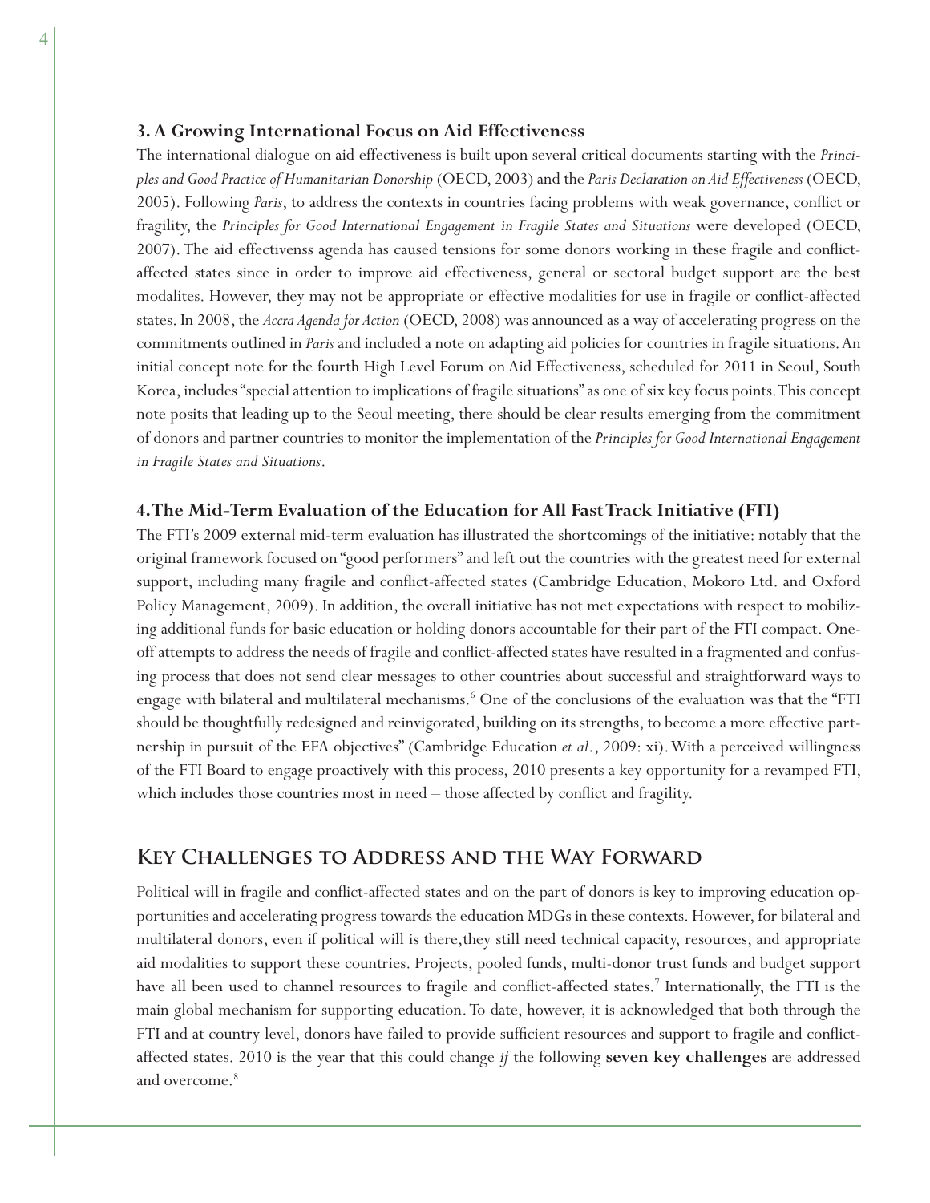### 3. A Growing International Focus on Aid Effectiveness

The international dialogue on aid effectiveness is built upon several critical documents starting with the *Principles and Good Practice of Humanitarian Donorship* (OECD, 2003) and the *Paris Declaration on Aid Effectiveness* (OECD, 2005). Following *Paris*, to address the contexts in countries facing problems with weak governance, conflict or fragility, the *Principles for Good International Engagement in Fragile States and Situations* were developed (OECD, 2007). The aid effectivenss agenda has caused tensions for some donors working in these fragile and conflict-affected states since in order to improve aid effectiveness, general or sectoral budget support are the best modalites. However, they may not be appropriate or effective modalities for use in fragile or conflict-affected states. In 2008, the *Accra Agenda for Action* (OECD, 2008) was announced as a way of accelerating progress on the commitments outlined in *Paris* and included a note on adapting aid policies for countries in fragile situations. An initial concept note for the fourth High Level Forum on Aid Effectiveness, scheduled for 2011 in Seoul, South Korea, includes "special attention to implications of fragile situations" as one of six key focus points. This concept note posits that leading up to the Seoul meeting, there should be clear results emerging from the commitment of donors and partner countries to monitor the implementation of the *Principles for Good International Engagement in Fragile States and Situations*.

### 4. The Mid-Term Evaluation of the Education for All Fast Track Initiative (FTI)

The FTI's 2009 external mid-term evaluation has illustrated the shortcomings of the initiative: notably that the original framework focused on "good performers" and left out the countries with the greatest need for external support, including many fragile and conflict-affected states (Cambridge Education, Mokoro Ltd. and Oxford Policy Management, 2009). In addition, the overall initiative has not met expectations with respect to mobilizing additional funds for basic education or holding donors accountable for their part of the FTI compact. One-off attempts to address the needs of fragile and conflict-affected states have resulted in a fragmented and confusing process that does not send clear messages to other countries about successful and straightforward ways to engage with bilateral and multilateral mechanisms.[6] One of the conclusions of the evaluation was that the "FTI should be thoughtfully redesigned and reinvigorated, building on its strengths, to become a more effective partnership in pursuit of the EFA objectives" (Cambridge Education *et al.*, 2009: xi). With a perceived willingness of the FTI Board to engage proactively with this process, 2010 presents a key opportunity for a revamped FTI, which includes those countries most in need – those affected by conflict and fragility.

## Key Challenges to Address and the Way Forward

Political will in fragile and conflict-affected states and on the part of donors is key to improving education opportunities and accelerating progress towards the education MDGs in these contexts. However, for bilateral and multilateral donors, even if political will is there,they still need technical capacity, resources, and appropriate aid modalities to support these countries. Projects, pooled funds, multi-donor trust funds and budget support have all been used to channel resources to fragile and conflict-affected states.[7] Internationally, the FTI is the main global mechanism for supporting education. To date, however, it is acknowledged that both through the FTI and at country level, donors have failed to provide sufficient resources and support to fragile and conflict-affected states. 2010 is the year that this could change *if* the following **seven key challenges** are addressed and overcome.[8]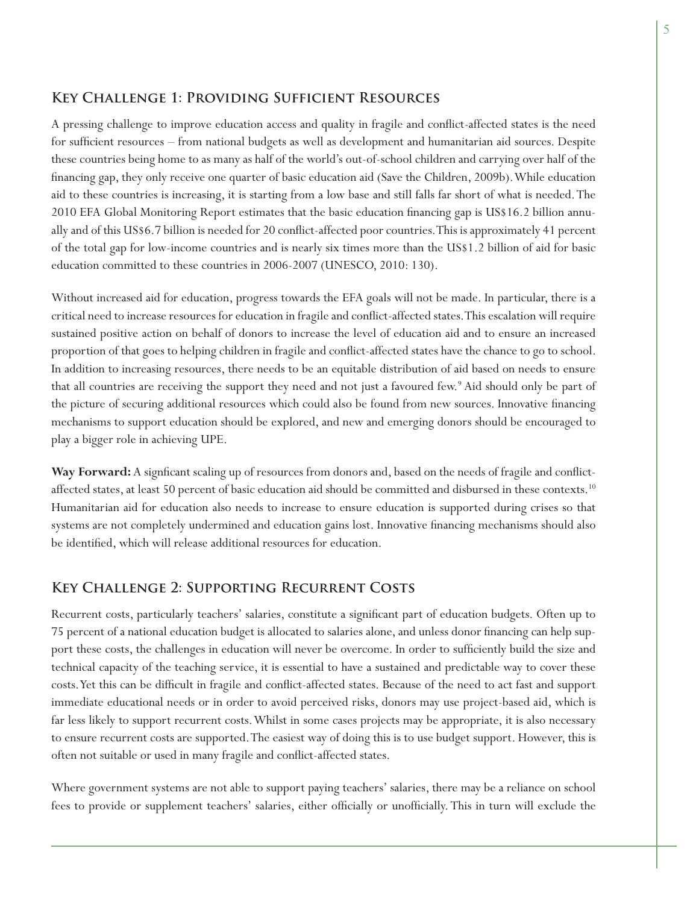## Key Challenge 1: Providing Sufficient Resources

A pressing challenge to improve education access and quality in fragile and conflict-affected states is the need for sufficient resources – from national budgets as well as development and humanitarian aid sources. Despite these countries being home to as many as half of the world's out-of-school children and carrying over half of the financing gap, they only receive one quarter of basic education aid (Save the Children, 2009b). While education aid to these countries is increasing, it is starting from a low base and still falls far short of what is needed. The 2010 EFA Global Monitoring Report estimates that the basic education financing gap is US$16.2 billion annually and of this US$6.7 billion is needed for 20 conflict-affected poor countries. This is approximately 41 percent of the total gap for low-income countries and is nearly six times more than the US$1.2 billion of aid for basic education committed to these countries in 2006-2007 (UNESCO, 2010: 130).

Without increased aid for education, progress towards the EFA goals will not be made. In particular, there is a critical need to increase resources for education in fragile and conflict-affected states. This escalation will require sustained positive action on behalf of donors to increase the level of education aid and to ensure an increased proportion of that goes to helping children in fragile and conflict-affected states have the chance to go to school. In addition to increasing resources, there needs to be an equitable distribution of aid based on needs to ensure that all countries are receiving the support they need and not just a favoured few.[9] Aid should only be part of the picture of securing additional resources which could also be found from new sources. Innovative financing mechanisms to support education should be explored, and new and emerging donors should be encouraged to play a bigger role in achieving UPE.

**Way Forward:** A signficant scaling up of resources from donors and, based on the needs of fragile and conflict-affected states, at least 50 percent of basic education aid should be committed and disbursed in these contexts.[10] Humanitarian aid for education also needs to increase to ensure education is supported during crises so that systems are not completely undermined and education gains lost. Innovative financing mechanisms should also be identified, which will release additional resources for education.

## Key Challenge 2: Supporting Recurrent Costs

Recurrent costs, particularly teachers' salaries, constitute a significant part of education budgets. Often up to 75 percent of a national education budget is allocated to salaries alone, and unless donor financing can help support these costs, the challenges in education will never be overcome. In order to sufficiently build the size and technical capacity of the teaching service, it is essential to have a sustained and predictable way to cover these costs. Yet this can be difficult in fragile and conflict-affected states. Because of the need to act fast and support immediate educational needs or in order to avoid perceived risks, donors may use project-based aid, which is far less likely to support recurrent costs. Whilst in some cases projects may be appropriate, it is also necessary to ensure recurrent costs are supported. The easiest way of doing this is to use budget support. However, this is often not suitable or used in many fragile and conflict-affected states.

Where government systems are not able to support paying teachers' salaries, there may be a reliance on school fees to provide or supplement teachers' salaries, either officially or unofficially. This in turn will exclude the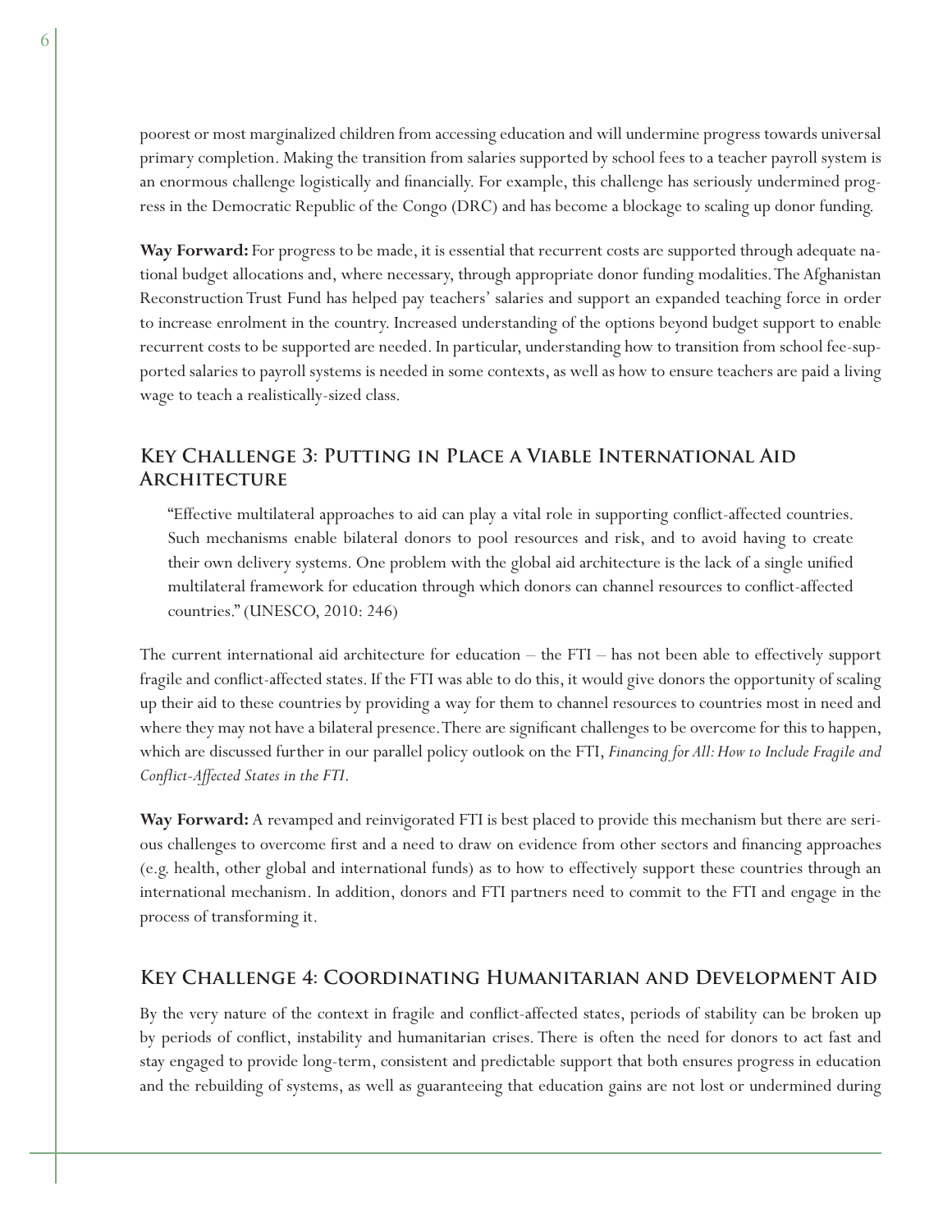poorest or most marginalized children from accessing education and will undermine progress towards universal primary completion. Making the transition from salaries supported by school fees to a teacher payroll system is an enormous challenge logistically and financially. For example, this challenge has seriously undermined progress in the Democratic Republic of the Congo (DRC) and has become a blockage to scaling up donor funding.

**Way Forward:** For progress to be made, it is essential that recurrent costs are supported through adequate national budget allocations and, where necessary, through appropriate donor funding modalities. The Afghanistan Reconstruction Trust Fund has helped pay teachers' salaries and support an expanded teaching force in order to increase enrolment in the country. Increased understanding of the options beyond budget support to enable recurrent costs to be supported are needed. In particular, understanding how to transition from school fee-supported salaries to payroll systems is needed in some contexts, as well as how to ensure teachers are paid a living wage to teach a realistically-sized class.

## Key Challenge 3: Putting in Place a Viable International Aid Architecture

> "Effective multilateral approaches to aid can play a vital role in supporting conflict-affected countries. Such mechanisms enable bilateral donors to pool resources and risk, and to avoid having to create their own delivery systems. One problem with the global aid architecture is the lack of a single unified multilateral framework for education through which donors can channel resources to conflict-affected countries." (UNESCO, 2010: 246)

The current international aid architecture for education – the FTI – has not been able to effectively support fragile and conflict-affected states. If the FTI was able to do this, it would give donors the opportunity of scaling up their aid to these countries by providing a way for them to channel resources to countries most in need and where they may not have a bilateral presence. There are significant challenges to be overcome for this to happen, which are discussed further in our parallel policy outlook on the FTI, *Financing for All: How to Include Fragile and Conflict-Affected States in the FTI*.

**Way Forward:** A revamped and reinvigorated FTI is best placed to provide this mechanism but there are serious challenges to overcome first and a need to draw on evidence from other sectors and financing approaches (e.g. health, other global and international funds) as to how to effectively support these countries through an international mechanism. In addition, donors and FTI partners need to commit to the FTI and engage in the process of transforming it.

## Key Challenge 4: Coordinating Humanitarian and Development Aid

By the very nature of the context in fragile and conflict-affected states, periods of stability can be broken up by periods of conflict, instability and humanitarian crises. There is often the need for donors to act fast and stay engaged to provide long-term, consistent and predictable support that both ensures progress in education and the rebuilding of systems, as well as guaranteeing that education gains are not lost or undermined during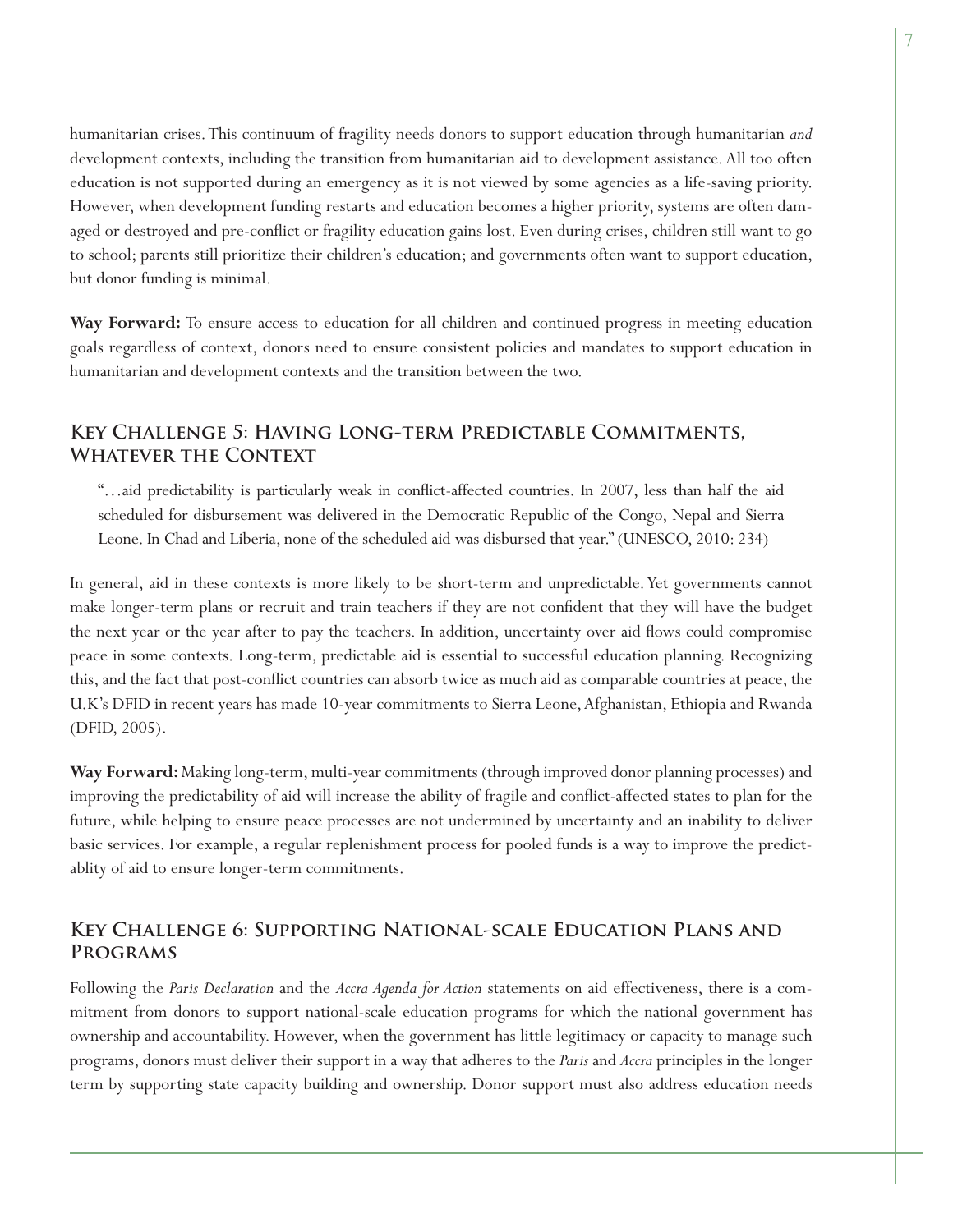humanitarian crises. This continuum of fragility needs donors to support education through humanitarian *and* development contexts, including the transition from humanitarian aid to development assistance. All too often education is not supported during an emergency as it is not viewed by some agencies as a life-saving priority. However, when development funding restarts and education becomes a higher priority, systems are often damaged or destroyed and pre-conflict or fragility education gains lost. Even during crises, children still want to go to school; parents still prioritize their children's education; and governments often want to support education, but donor funding is minimal.

**Way Forward:** To ensure access to education for all children and continued progress in meeting education goals regardless of context, donors need to ensure consistent policies and mandates to support education in humanitarian and development contexts and the transition between the two.

## Key Challenge 5: Having Long-term Predictable Commitments, Whatever the Context

> "…aid predictability is particularly weak in conflict-affected countries. In 2007, less than half the aid scheduled for disbursement was delivered in the Democratic Republic of the Congo, Nepal and Sierra Leone. In Chad and Liberia, none of the scheduled aid was disbursed that year." (UNESCO, 2010: 234)

In general, aid in these contexts is more likely to be short-term and unpredictable. Yet governments cannot make longer-term plans or recruit and train teachers if they are not confident that they will have the budget the next year or the year after to pay the teachers. In addition, uncertainty over aid flows could compromise peace in some contexts. Long-term, predictable aid is essential to successful education planning. Recognizing this, and the fact that post-conflict countries can absorb twice as much aid as comparable countries at peace, the U.K's DFID in recent years has made 10-year commitments to Sierra Leone, Afghanistan, Ethiopia and Rwanda (DFID, 2005).

**Way Forward:** Making long-term, multi-year commitments (through improved donor planning processes) and improving the predictability of aid will increase the ability of fragile and conflict-affected states to plan for the future, while helping to ensure peace processes are not undermined by uncertainty and an inability to deliver basic services. For example, a regular replenishment process for pooled funds is a way to improve the predictablity of aid to ensure longer-term commitments.

## Key Challenge 6: Supporting National-scale Education Plans and Programs

Following the *Paris Declaration* and the *Accra Agenda for Action* statements on aid effectiveness, there is a commitment from donors to support national-scale education programs for which the national government has ownership and accountability. However, when the government has little legitimacy or capacity to manage such programs, donors must deliver their support in a way that adheres to the *Paris* and *Accra* principles in the longer term by supporting state capacity building and ownership. Donor support must also address education needs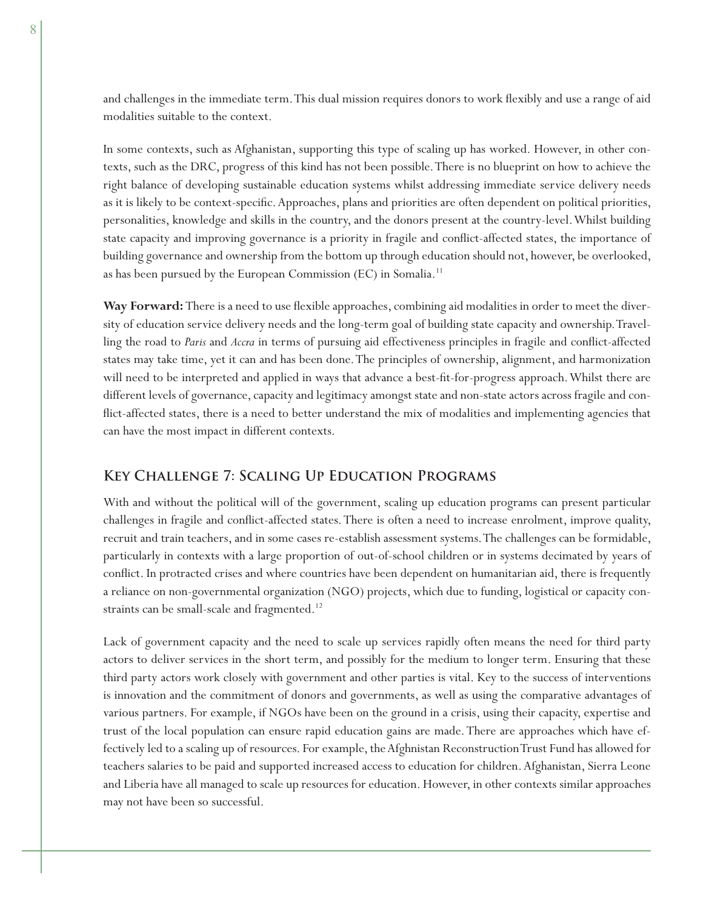and challenges in the immediate term. This dual mission requires donors to work flexibly and use a range of aid modalities suitable to the context.

In some contexts, such as Afghanistan, supporting this type of scaling up has worked. However, in other contexts, such as the DRC, progress of this kind has not been possible. There is no blueprint on how to achieve the right balance of developing sustainable education systems whilst addressing immediate service delivery needs as it is likely to be context-specific. Approaches, plans and priorities are often dependent on political priorities, personalities, knowledge and skills in the country, and the donors present at the country-level. Whilst building state capacity and improving governance is a priority in fragile and conflict-affected states, the importance of building governance and ownership from the bottom up through education should not, however, be overlooked, as has been pursued by the European Commission (EC) in Somalia.[11]

**Way Forward:** There is a need to use flexible approaches, combining aid modalities in order to meet the diversity of education service delivery needs and the long-term goal of building state capacity and ownership. Travelling the road to *Paris* and *Accra* in terms of pursuing aid effectiveness principles in fragile and conflict-affected states may take time, yet it can and has been done. The principles of ownership, alignment, and harmonization will need to be interpreted and applied in ways that advance a best-fit-for-progress approach. Whilst there are different levels of governance, capacity and legitimacy amongst state and non-state actors across fragile and conflict-affected states, there is a need to better understand the mix of modalities and implementing agencies that can have the most impact in different contexts.

## Key Challenge 7: Scaling Up Education Programs

With and without the political will of the government, scaling up education programs can present particular challenges in fragile and conflict-affected states. There is often a need to increase enrolment, improve quality, recruit and train teachers, and in some cases re-establish assessment systems. The challenges can be formidable, particularly in contexts with a large proportion of out-of-school children or in systems decimated by years of conflict. In protracted crises and where countries have been dependent on humanitarian aid, there is frequently a reliance on non-governmental organization (NGO) projects, which due to funding, logistical or capacity constraints can be small-scale and fragmented.[12]

Lack of government capacity and the need to scale up services rapidly often means the need for third party actors to deliver services in the short term, and possibly for the medium to longer term. Ensuring that these third party actors work closely with government and other parties is vital. Key to the success of interventions is innovation and the commitment of donors and governments, as well as using the comparative advantages of various partners. For example, if NGOs have been on the ground in a crisis, using their capacity, expertise and trust of the local population can ensure rapid education gains are made. There are approaches which have effectively led to a scaling up of resources. For example, the Afghnistan Reconstruction Trust Fund has allowed for teachers salaries to be paid and supported increased access to education for children. Afghanistan, Sierra Leone and Liberia have all managed to scale up resources for education. However, in other contexts similar approaches may not have been so successful.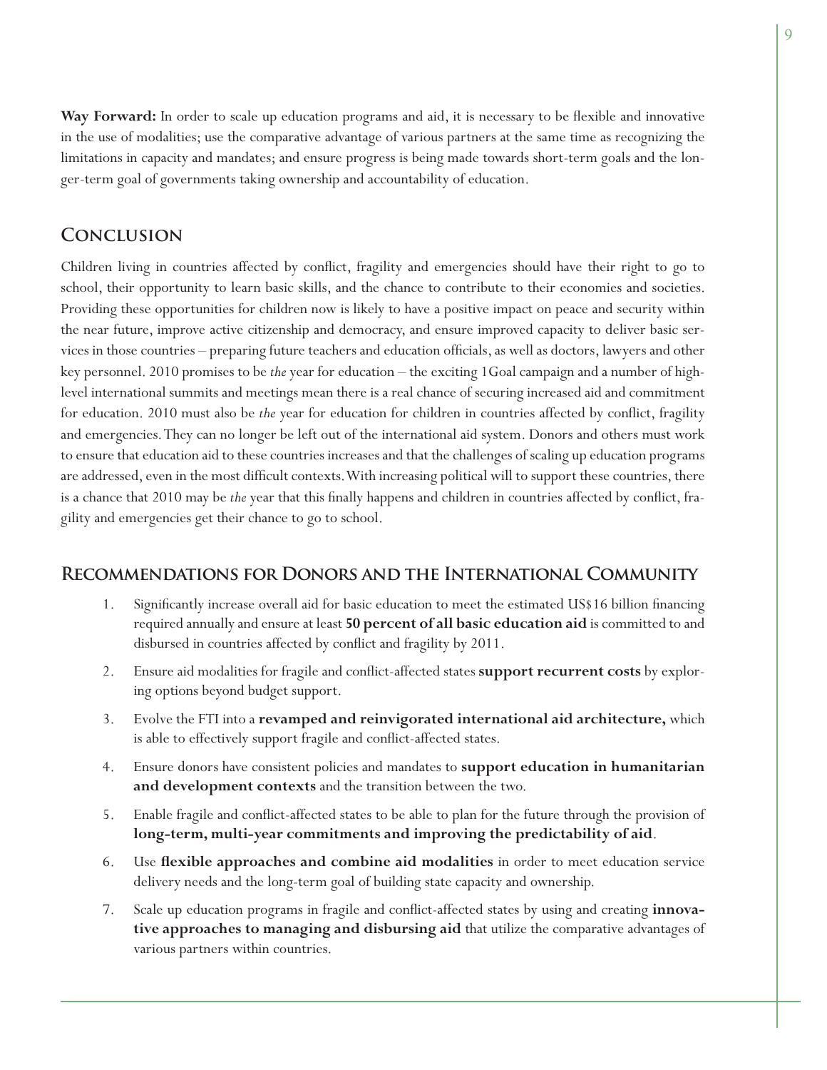**Way Forward:** In order to scale up education programs and aid, it is necessary to be flexible and innovative in the use of modalities; use the comparative advantage of various partners at the same time as recognizing the limitations in capacity and mandates; and ensure progress is being made towards short-term goals and the longer-term goal of governments taking ownership and accountability of education.

## Conclusion

Children living in countries affected by conflict, fragility and emergencies should have their right to go to school, their opportunity to learn basic skills, and the chance to contribute to their economies and societies. Providing these opportunities for children now is likely to have a positive impact on peace and security within the near future, improve active citizenship and democracy, and ensure improved capacity to deliver basic services in those countries – preparing future teachers and education officials, as well as doctors, lawyers and other key personnel. 2010 promises to be *the* year for education – the exciting 1Goal campaign and a number of high-level international summits and meetings mean there is a real chance of securing increased aid and commitment for education. 2010 must also be *the* year for education for children in countries affected by conflict, fragility and emergencies. They can no longer be left out of the international aid system. Donors and others must work to ensure that education aid to these countries increases and that the challenges of scaling up education programs are addressed, even in the most difficult contexts. With increasing political will to support these countries, there is a chance that 2010 may be *the* year that this finally happens and children in countries affected by conflict, fragility and emergencies get their chance to go to school.

## Recommendations for Donors and the International Community

1. Significantly increase overall aid for basic education to meet the estimated US$16 billion financing required annually and ensure at least **50 percent of all basic education aid** is committed to and disbursed in countries affected by conflict and fragility by 2011.
2. Ensure aid modalities for fragile and conflict-affected states **support recurrent costs** by exploring options beyond budget support.
3. Evolve the FTI into a **revamped and reinvigorated international aid architecture,** which is able to effectively support fragile and conflict-affected states.
4. Ensure donors have consistent policies and mandates to **support education in humanitarian and development contexts** and the transition between the two.
5. Enable fragile and conflict-affected states to be able to plan for the future through the provision of **long-term, multi-year commitments and improving the predictability of aid**.
6. Use **flexible approaches and combine aid modalities** in order to meet education service delivery needs and the long-term goal of building state capacity and ownership.
7. Scale up education programs in fragile and conflict-affected states by using and creating **innovative approaches to managing and disbursing aid** that utilize the comparative advantages of various partners within countries.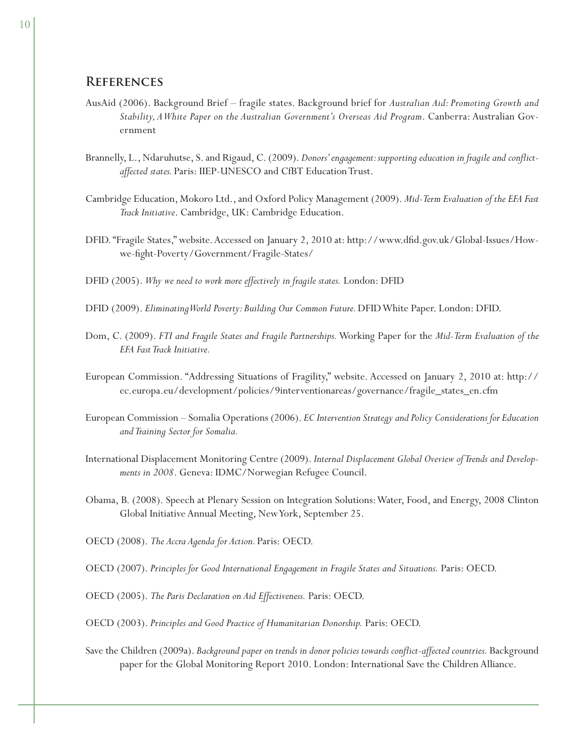## References

AusAid (2006). Background Brief – fragile states. Background brief for *Australian Aid: Promoting Growth and Stability, A White Paper on the Australian Government's Overseas Aid Program*. Canberra: Australian Government

Brannelly, L., Ndaruhutse, S. and Rigaud, C. (2009). *Donors' engagement: supporting education in fragile and conflict-affected states.* Paris: IIEP-UNESCO and CfBT Education Trust.

Cambridge Education, Mokoro Ltd., and Oxford Policy Management (2009). *Mid-Term Evaluation of the EFA Fast Track Initiative*. Cambridge, UK: Cambridge Education.

DFID. "Fragile States," website. Accessed on January 2, 2010 at: http://www.dfid.gov.uk/Global-Issues/How-we-fight-Poverty/Government/Fragile-States/

DFID (2005). *Why we need to work more effectively in fragile states.* London: DFID

DFID (2009). *Eliminating World Poverty: Building Our Common Future.* DFID White Paper. London: DFID.

Dom, C. (2009). *FTI and Fragile States and Fragile Partnerships.* Working Paper for the *Mid-Term Evaluation of the EFA Fast Track Initiative.*

European Commission. "Addressing Situations of Fragility," website. Accessed on January 2, 2010 at: http://ec.europa.eu/development/policies/9interventionareas/governance/fragile_states_en.cfm

European Commission – Somalia Operations (2006). *EC Intervention Strategy and Policy Considerations for Education and Training Sector for Somalia.*

International Displacement Monitoring Centre (2009). *Internal Displacement Global Oveview of Trends and Developments in 2008*. Geneva: IDMC/Norwegian Refugee Council.

Obama, B. (2008). Speech at Plenary Session on Integration Solutions: Water, Food, and Energy, 2008 Clinton Global Initiative Annual Meeting, New York, September 25.

OECD (2008). *The Accra Agenda for Action*. Paris: OECD.

OECD (2007). *Principles for Good International Engagement in Fragile States and Situations.* Paris: OECD.

OECD (2005). *The Paris Declaration on Aid Effectiveness.* Paris: OECD.

OECD (2003). *Principles and Good Practice of Humanitarian Donorship.* Paris: OECD.

Save the Children (2009a). *Background paper on trends in donor policies towards conflict-affected countries.* Background paper for the Global Monitoring Report 2010. London: International Save the Children Alliance.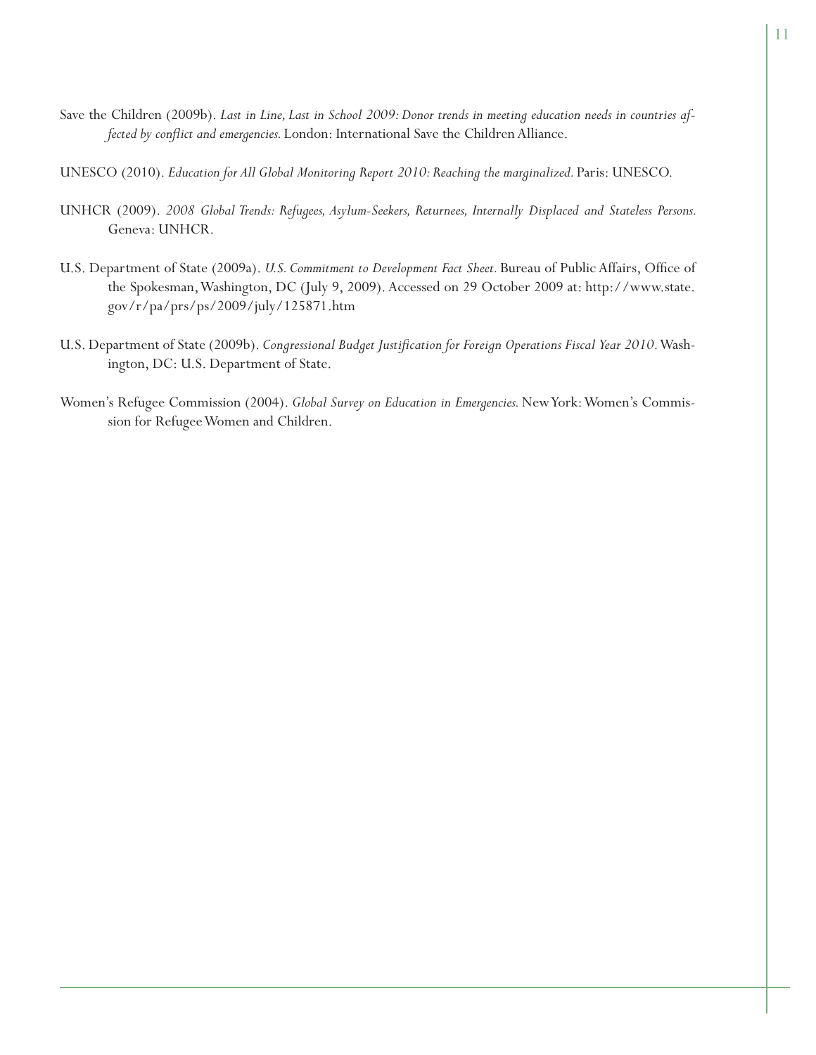Save the Children (2009b). *Last in Line, Last in School 2009: Donor trends in meeting education needs in countries affected by conflict and emergencies.* London: International Save the Children Alliance.

UNESCO (2010). *Education for All Global Monitoring Report 2010: Reaching the marginalized.* Paris: UNESCO.

UNHCR (2009). *2008 Global Trends: Refugees, Asylum-Seekers, Returnees, Internally Displaced and Stateless Persons.* Geneva: UNHCR.

U.S. Department of State (2009a). *U.S. Commitment to Development Fact Sheet.* Bureau of Public Affairs, Office of the Spokesman, Washington, DC (July 9, 2009). Accessed on 29 October 2009 at: http://www.state.gov/r/pa/prs/ps/2009/july/125871.htm

U.S. Department of State (2009b). *Congressional Budget Justification for Foreign Operations Fiscal Year 2010.* Washington, DC: U.S. Department of State.

Women's Refugee Commission (2004). *Global Survey on Education in Emergencies.* New York: Women's Commission for Refugee Women and Children.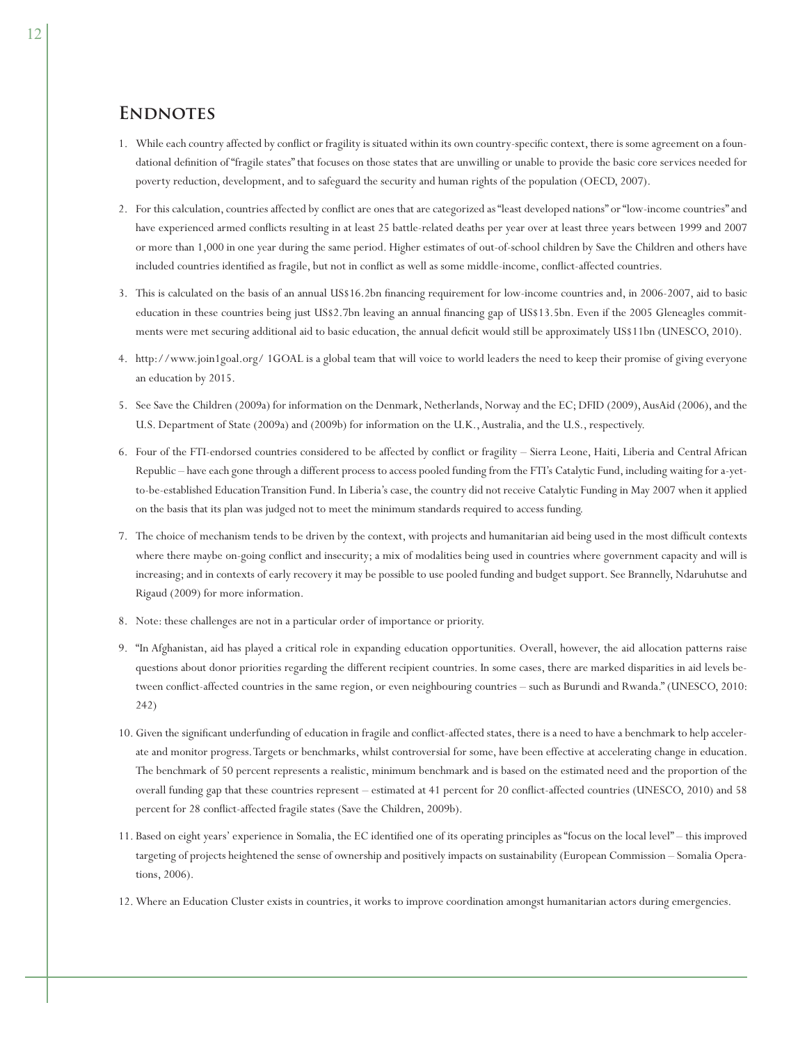## Endnotes

1. While each country affected by conflict or fragility is situated within its own country-specific context, there is some agreement on a foundational definition of "fragile states" that focuses on those states that are unwilling or unable to provide the basic core services needed for poverty reduction, development, and to safeguard the security and human rights of the population (OECD, 2007).

2. For this calculation, countries affected by conflict are ones that are categorized as "least developed nations" or "low-income countries" and have experienced armed conflicts resulting in at least 25 battle-related deaths per year over at least three years between 1999 and 2007 or more than 1,000 in one year during the same period. Higher estimates of out-of-school children by Save the Children and others have included countries identified as fragile, but not in conflict as well as some middle-income, conflict-affected countries.

3. This is calculated on the basis of an annual US$16.2bn financing requirement for low-income countries and, in 2006-2007, aid to basic education in these countries being just US$2.7bn leaving an annual financing gap of US$13.5bn. Even if the 2005 Gleneagles commitments were met securing additional aid to basic education, the annual deficit would still be approximately US$11bn (UNESCO, 2010).

4. http://www.join1goal.org/ 1GOAL is a global team that will voice to world leaders the need to keep their promise of giving everyone an education by 2015.

5. See Save the Children (2009a) for information on the Denmark, Netherlands, Norway and the EC; DFID (2009), AusAid (2006), and the U.S. Department of State (2009a) and (2009b) for information on the U.K., Australia, and the U.S., respectively.

6. Four of the FTI-endorsed countries considered to be affected by conflict or fragility – Sierra Leone, Haiti, Liberia and Central African Republic – have each gone through a different process to access pooled funding from the FTI's Catalytic Fund, including waiting for a-yet-to-be-established Education Transition Fund. In Liberia's case, the country did not receive Catalytic Funding in May 2007 when it applied on the basis that its plan was judged not to meet the minimum standards required to access funding.

7. The choice of mechanism tends to be driven by the context, with projects and humanitarian aid being used in the most difficult contexts where there maybe on-going conflict and insecurity; a mix of modalities being used in countries where government capacity and will is increasing; and in contexts of early recovery it may be possible to use pooled funding and budget support. See Brannelly, Ndaruhutse and Rigaud (2009) for more information.

8. Note: these challenges are not in a particular order of importance or priority.

9. "In Afghanistan, aid has played a critical role in expanding education opportunities. Overall, however, the aid allocation patterns raise questions about donor priorities regarding the different recipient countries. In some cases, there are marked disparities in aid levels between conflict-affected countries in the same region, or even neighbouring countries – such as Burundi and Rwanda." (UNESCO, 2010: 242)

10. Given the significant underfunding of education in fragile and conflict-affected states, there is a need to have a benchmark to help accelerate and monitor progress. Targets or benchmarks, whilst controversial for some, have been effective at accelerating change in education. The benchmark of 50 percent represents a realistic, minimum benchmark and is based on the estimated need and the proportion of the overall funding gap that these countries represent – estimated at 41 percent for 20 conflict-affected countries (UNESCO, 2010) and 58 percent for 28 conflict-affected fragile states (Save the Children, 2009b).

11. Based on eight years' experience in Somalia, the EC identified one of its operating principles as "focus on the local level" – this improved targeting of projects heightened the sense of ownership and positively impacts on sustainability (European Commission – Somalia Operations, 2006).

12. Where an Education Cluster exists in countries, it works to improve coordination amongst humanitarian actors during emergencies.